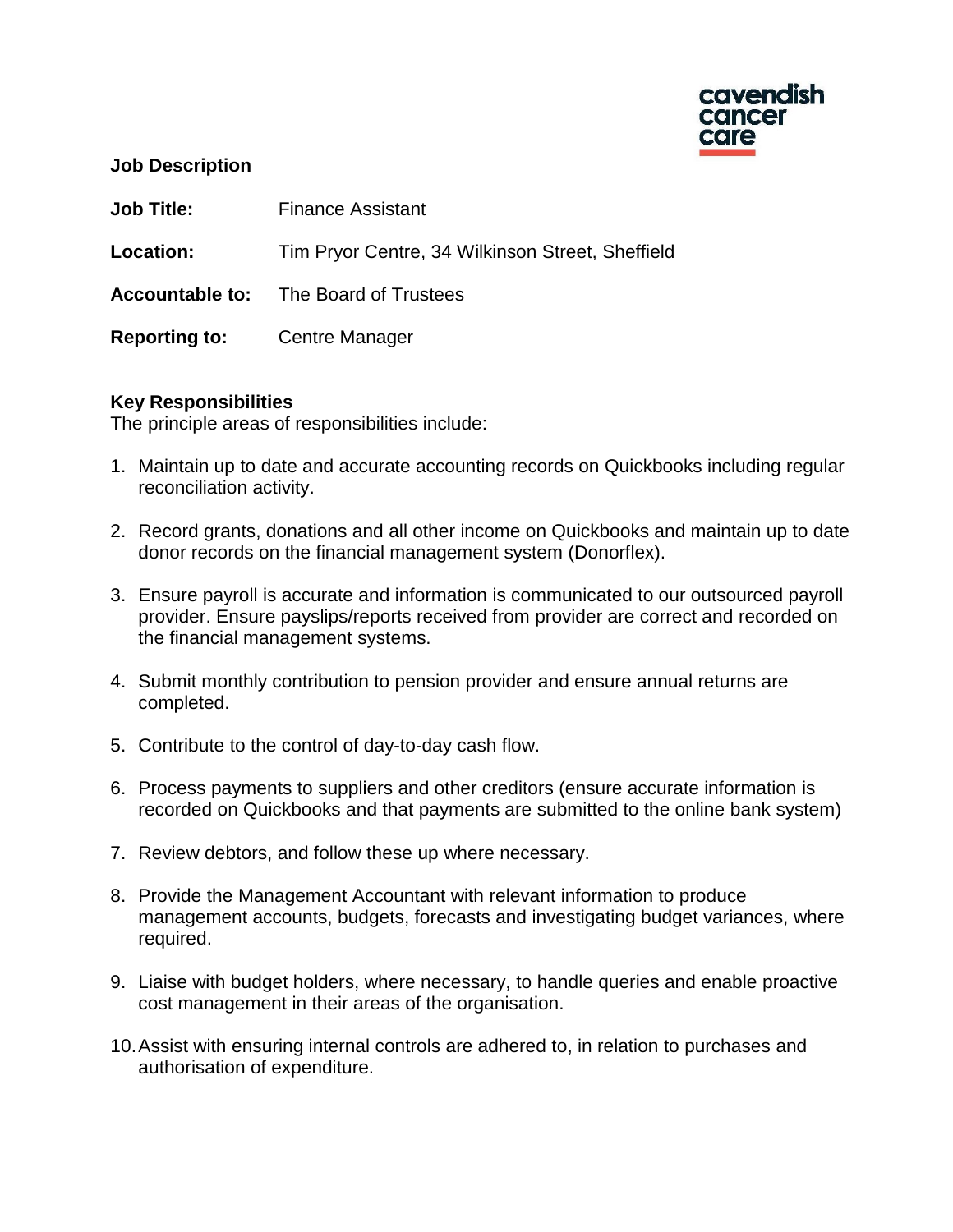cavendish cancer care

## Job Description

**Job Title:** Finance Assistant

**Location:** Tim Pryor Centre, 34 Wilkinson Street, Sheffield

**Accountable to:** The Board of Trustees

**Reporting to:** Centre Manager

### Key Responsibilities

The principle areas of responsibilities include:

1. Maintain up to date and accurate accounting records on Quickbooks including regular reconciliation activity.
2. Record grants, donations and all other income on Quickbooks and maintain up to date donor records on the financial management system (Donorflex).
3. Ensure payroll is accurate and information is communicated to our outsourced payroll provider. Ensure payslips/reports received from provider are correct and recorded on the financial management systems.
4. Submit monthly contribution to pension provider and ensure annual returns are completed.
5. Contribute to the control of day-to-day cash flow.
6. Process payments to suppliers and other creditors (ensure accurate information is recorded on Quickbooks and that payments are submitted to the online bank system)
7. Review debtors, and follow these up where necessary.
8. Provide the Management Accountant with relevant information to produce management accounts, budgets, forecasts and investigating budget variances, where required.
9. Liaise with budget holders, where necessary, to handle queries and enable proactive cost management in their areas of the organisation.
10. Assist with ensuring internal controls are adhered to, in relation to purchases and authorisation of expenditure.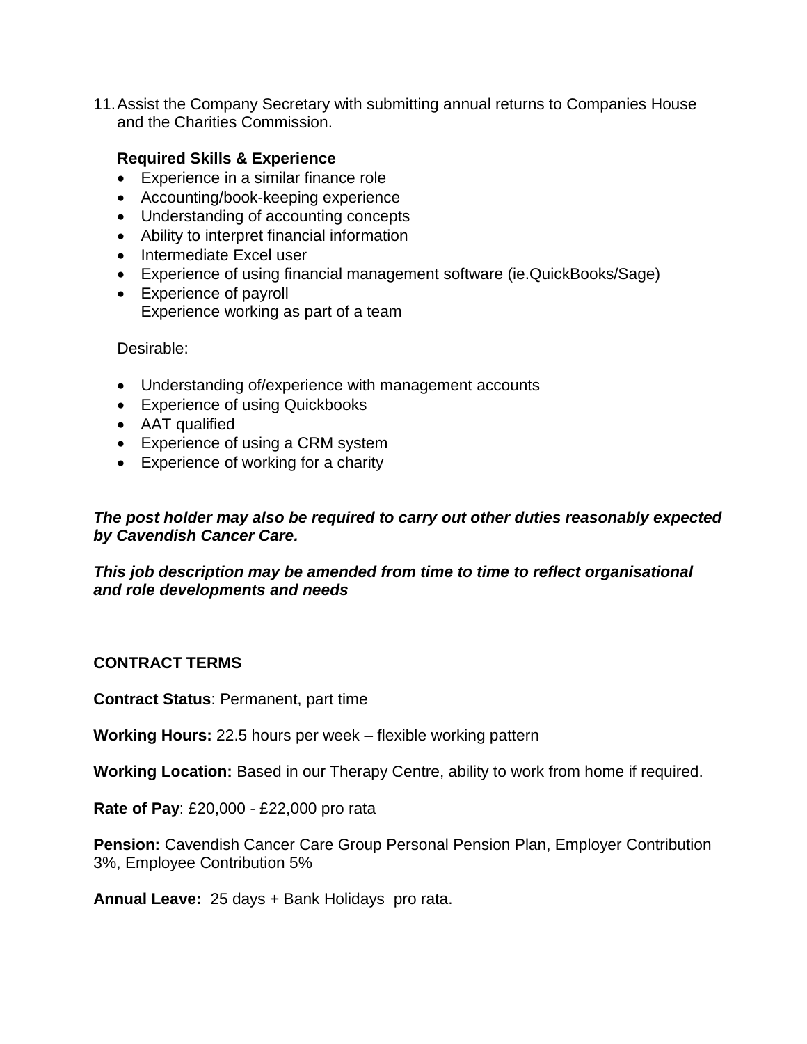11. Assist the Company Secretary with submitting annual returns to Companies House and the Charities Commission.

**Required Skills & Experience**

- Experience in a similar finance role
- Accounting/book-keeping experience
- Understanding of accounting concepts
- Ability to interpret financial information
- Intermediate Excel user
- Experience of using financial management software (ie.QuickBooks/Sage)
- Experience of payroll
  Experience working as part of a team

Desirable:

- Understanding of/experience with management accounts
- Experience of using Quickbooks
- AAT qualified
- Experience of using a CRM system
- Experience of working for a charity

***The post holder may also be required to carry out other duties reasonably expected by Cavendish Cancer Care.***

***This job description may be amended from time to time to reflect organisational and role developments and needs***

**CONTRACT TERMS**

**Contract Status**: Permanent, part time

**Working Hours:** 22.5 hours per week – flexible working pattern

**Working Location:** Based in our Therapy Centre, ability to work from home if required.

**Rate of Pay**: £20,000 - £22,000 pro rata

**Pension:** Cavendish Cancer Care Group Personal Pension Plan, Employer Contribution 3%, Employee Contribution 5%

**Annual Leave:** 25 days + Bank Holidays pro rata.